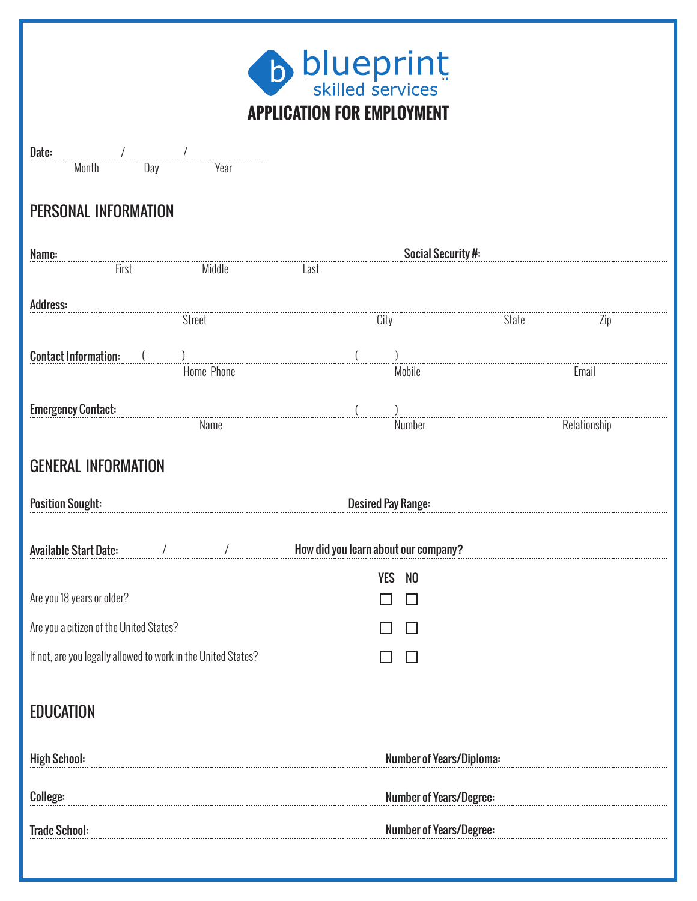blueprint
skilled services

# APPLICATION FOR EMPLOYMENT

**Date:** ______ / ______ / ______
Month Day Year

## PERSONAL INFORMATION

**Name:** ______________________________ **Social Security #:** ______________________________
First Middle Last

**Address:** ______________________________________________________________________________
Street City State Zip

**Contact Information:** ( ) ______________________ ( ) ______________________ ______________________
Home Phone Mobile Email

**Emergency Contact:** ______________________ ( ) ______________________ ______________________
Name Number Relationship

## GENERAL INFORMATION

**Position Sought:** ______________________________ **Desired Pay Range:** ______________________________

**Available Start Date:** ______ / ______ / ______ **How did you learn about our company?** ______________________________

| | YES | NO |
|---|---|---|
| Are you 18 years or older? | ☐ | ☐ |
| Are you a citizen of the United States? | ☐ | ☐ |
| If not, are you legally allowed to work in the United States? | ☐ | ☐ |

## EDUCATION

**High School:** ______________________________ **Number of Years/Diploma:** ______________________________

**College:** ______________________________ **Number of Years/Degree:** ______________________________

**Trade School:** ______________________________ **Number of Years/Degree:** ______________________________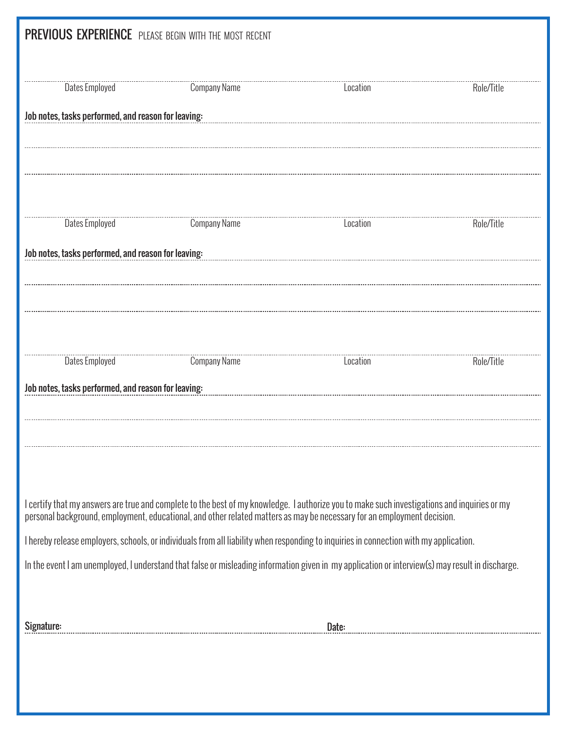## PREVIOUS EXPERIENCE PLEASE BEGIN WITH THE MOST RECENT

| Dates Employed | Company Name | Location | Role/Title |
|---|---|---|---|

**Job notes, tasks performed, and reason for leaving:**

| Dates Employed | Company Name | Location | Role/Title |
|---|---|---|---|

**Job notes, tasks performed, and reason for leaving:**

| Dates Employed | Company Name | Location | Role/Title |
|---|---|---|---|

**Job notes, tasks performed, and reason for leaving:**

I certify that my answers are true and complete to the best of my knowledge. I authorize you to make such investigations and inquiries or my personal background, employment, educational, and other related matters as may be necessary for an employment decision.

I hereby release employers, schools, or individuals from all liability when responding to inquiries in connection with my application.

In the event I am unemployed, I understand that false or misleading information given in my application or interview(s) may result in discharge.

**Signature:** 　　　　　　　　　　**Date:**